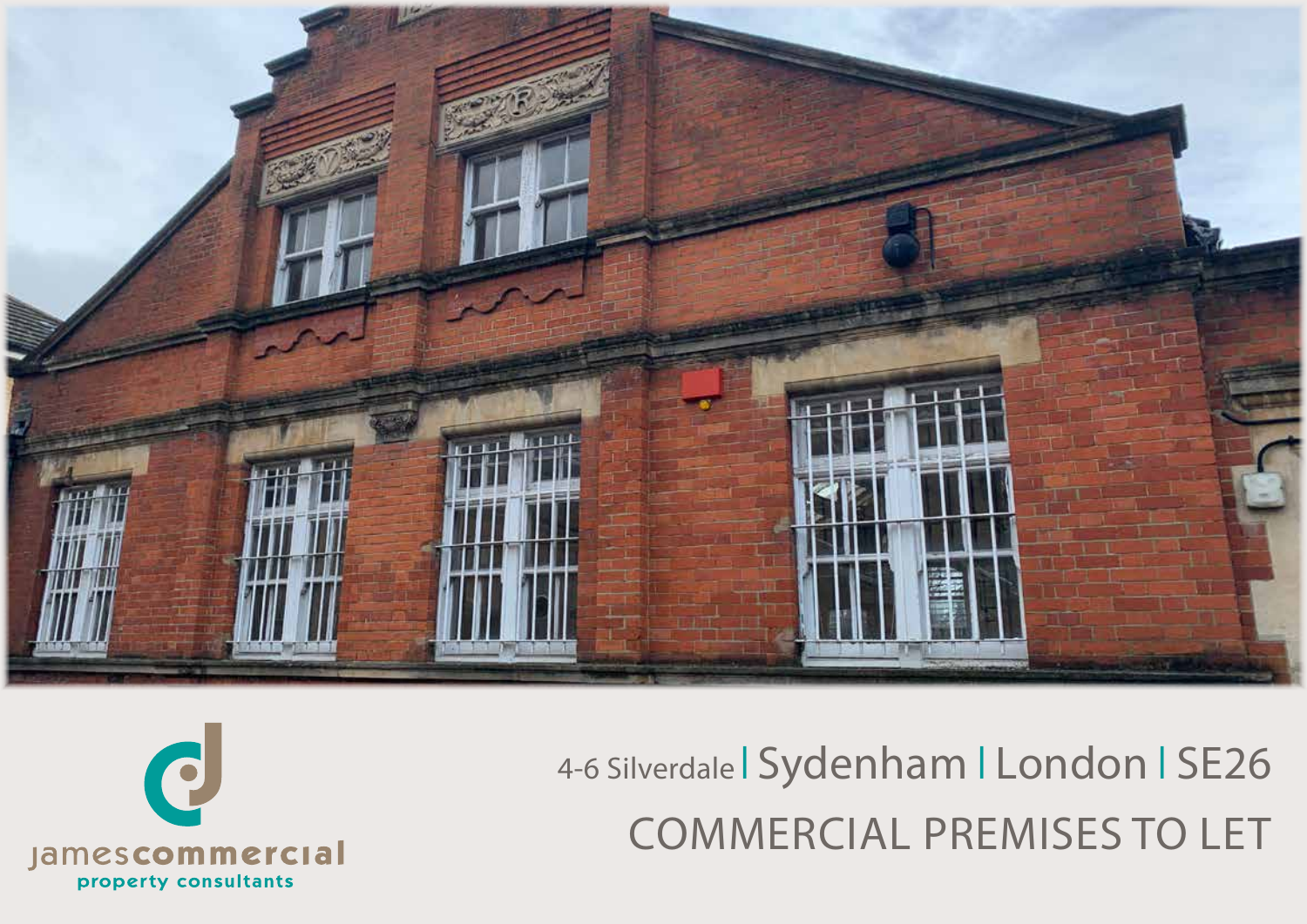jamescommercial
property consultants

4-6 Silverdale | Sydenham | London | SE26

# COMMERCIAL PREMISES TO LET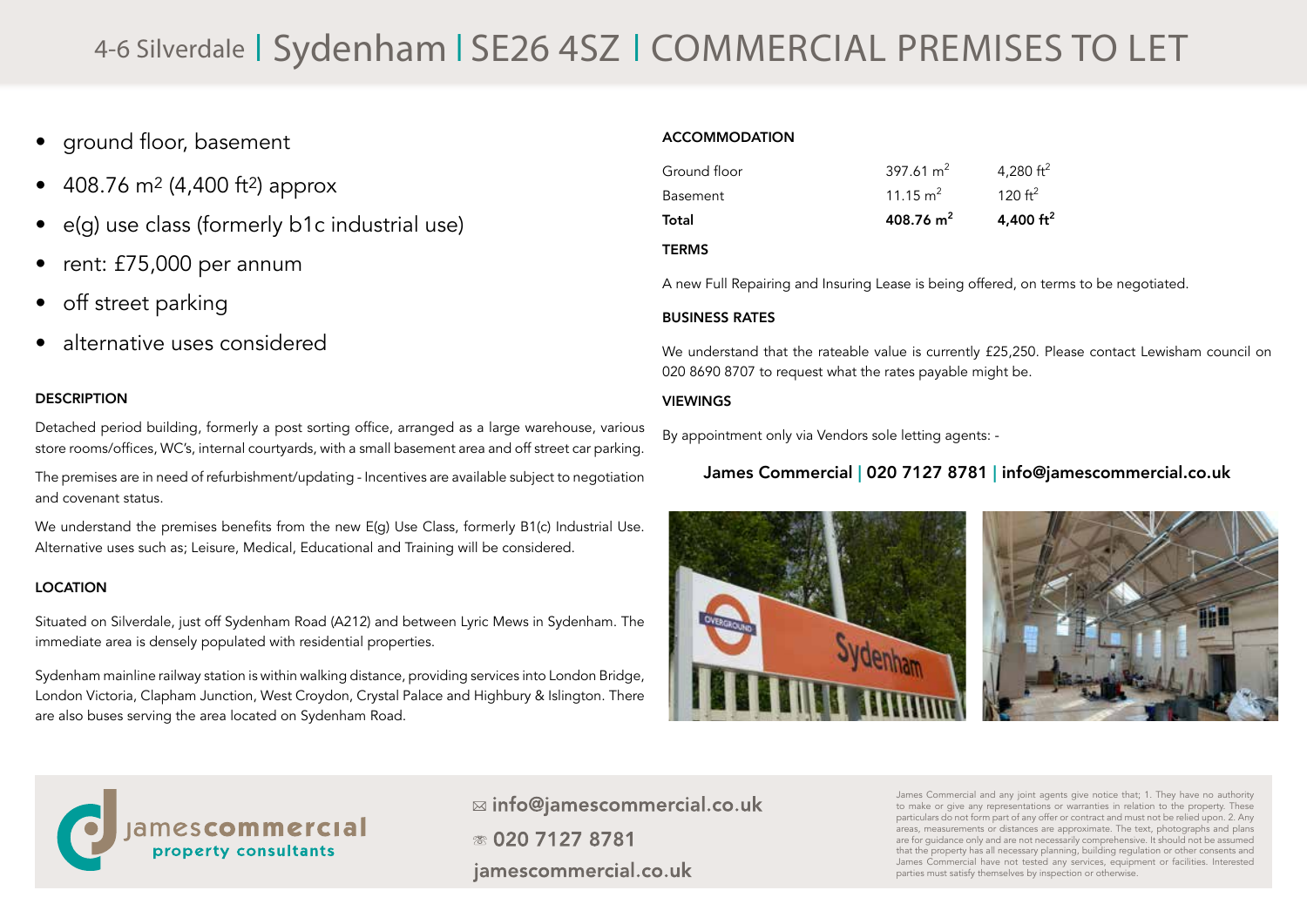# 4-6 Silverdale | Sydenham | SE26 4SZ | COMMERCIAL PREMISES TO LET

- ground floor, basement
- 408.76 m² (4,400 ft²) approx
- e(g) use class (formerly b1c industrial use)
- rent: £75,000 per annum
- off street parking
- alternative uses considered

**DESCRIPTION**

Detached period building, formerly a post sorting office, arranged as a large warehouse, various store rooms/offices, WC's, internal courtyards, with a small basement area and off street car parking.

The premises are in need of refurbishment/updating - Incentives are available subject to negotiation and covenant status.

We understand the premises benefits from the new E(g) Use Class, formerly B1(c) Industrial Use. Alternative uses such as; Leisure, Medical, Educational and Training will be considered.

**LOCATION**

Situated on Silverdale, just off Sydenham Road (A212) and between Lyric Mews in Sydenham. The immediate area is densely populated with residential properties.

Sydenham mainline railway station is within walking distance, providing services into London Bridge, London Victoria, Clapham Junction, West Croydon, Crystal Palace and Highbury & Islington. There are also buses serving the area located on Sydenham Road.

**ACCOMMODATION**

| | | |
|---|---|---|
| Ground floor | 397.61 m² | 4,280 ft² |
| Basement | 11.15 m² | 120 ft² |
| **Total** | **408.76 m²** | **4,400 ft²** |

**TERMS**

A new Full Repairing and Insuring Lease is being offered, on terms to be negotiated.

**BUSINESS RATES**

We understand that the rateable value is currently £25,250. Please contact Lewisham council on 020 8690 8707 to request what the rates payable might be.

**VIEWINGS**

By appointment only via Vendors sole letting agents: -

**James Commercial | 020 7127 8781 | info@jamescommercial.co.uk**

jamescommercial property consultants

info@jamescommercial.co.uk

020 7127 8781

jamescommercial.co.uk

James Commercial and any joint agents give notice that; 1. They have no authority to make or give any representations or warranties in relation to the property. These particulars do not form part of any offer or contract and must not be relied upon. 2. Any areas, measurements or distances are approximate. The text, photographs and plans are for guidance only and are not necessarily comprehensive. It should not be assumed that the property has all necessary planning, building regulation or other consents and James Commercial have not tested any services, equipment or facilities. Interested parties must satisfy themselves by inspection or otherwise.